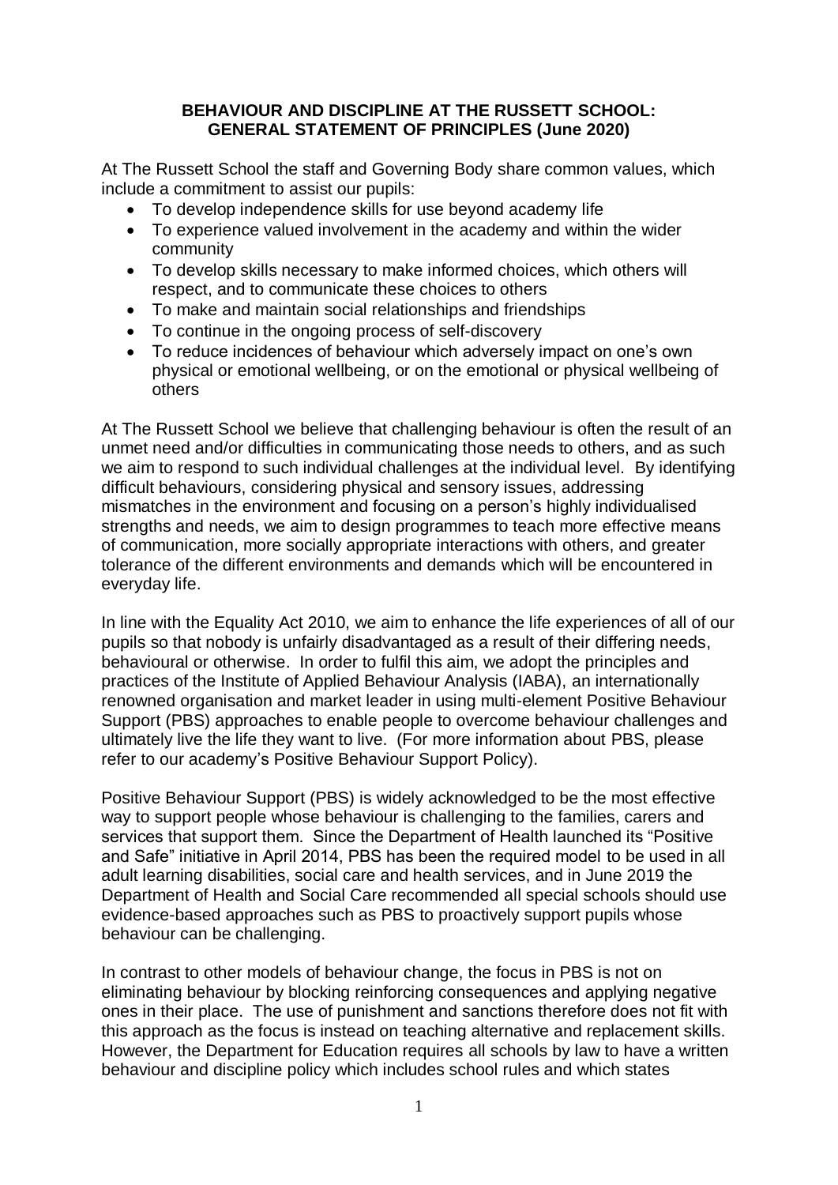# BEHAVIOUR AND DISCIPLINE AT THE RUSSETT SCHOOL: GENERAL STATEMENT OF PRINCIPLES (June 2020)

At The Russett School the staff and Governing Body share common values, which include a commitment to assist our pupils:

- To develop independence skills for use beyond academy life
- To experience valued involvement in the academy and within the wider community
- To develop skills necessary to make informed choices, which others will respect, and to communicate these choices to others
- To make and maintain social relationships and friendships
- To continue in the ongoing process of self-discovery
- To reduce incidences of behaviour which adversely impact on one's own physical or emotional wellbeing, or on the emotional or physical wellbeing of others

At The Russett School we believe that challenging behaviour is often the result of an unmet need and/or difficulties in communicating those needs to others, and as such we aim to respond to such individual challenges at the individual level. By identifying difficult behaviours, considering physical and sensory issues, addressing mismatches in the environment and focusing on a person's highly individualised strengths and needs, we aim to design programmes to teach more effective means of communication, more socially appropriate interactions with others, and greater tolerance of the different environments and demands which will be encountered in everyday life.

In line with the Equality Act 2010, we aim to enhance the life experiences of all of our pupils so that nobody is unfairly disadvantaged as a result of their differing needs, behavioural or otherwise. In order to fulfil this aim, we adopt the principles and practices of the Institute of Applied Behaviour Analysis (IABA), an internationally renowned organisation and market leader in using multi-element Positive Behaviour Support (PBS) approaches to enable people to overcome behaviour challenges and ultimately live the life they want to live. (For more information about PBS, please refer to our academy's Positive Behaviour Support Policy).

Positive Behaviour Support (PBS) is widely acknowledged to be the most effective way to support people whose behaviour is challenging to the families, carers and services that support them. Since the Department of Health launched its "Positive and Safe" initiative in April 2014, PBS has been the required model to be used in all adult learning disabilities, social care and health services, and in June 2019 the Department of Health and Social Care recommended all special schools should use evidence-based approaches such as PBS to proactively support pupils whose behaviour can be challenging.

In contrast to other models of behaviour change, the focus in PBS is not on eliminating behaviour by blocking reinforcing consequences and applying negative ones in their place. The use of punishment and sanctions therefore does not fit with this approach as the focus is instead on teaching alternative and replacement skills. However, the Department for Education requires all schools by law to have a written behaviour and discipline policy which includes school rules and which states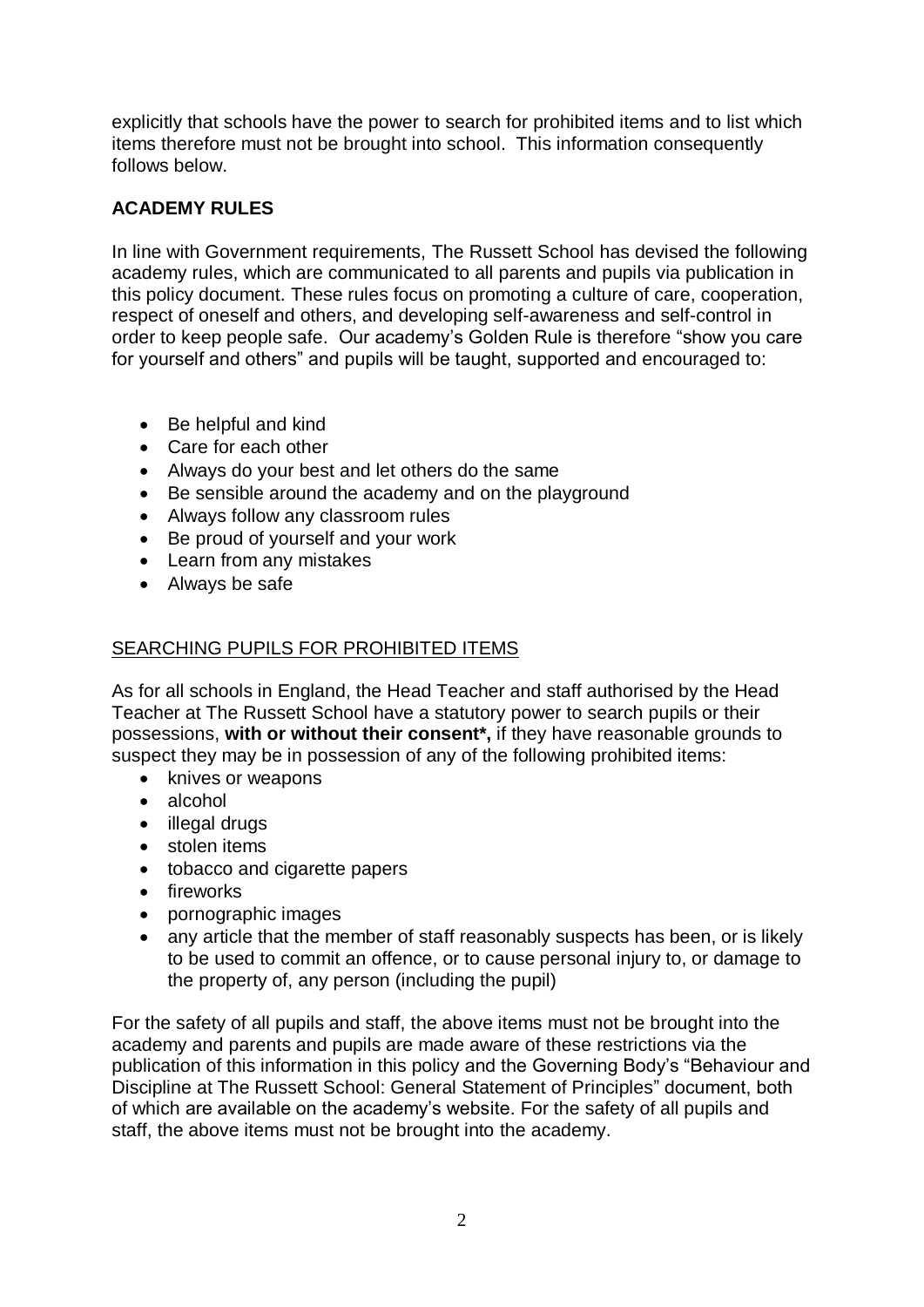explicitly that schools have the power to search for prohibited items and to list which items therefore must not be brought into school. This information consequently follows below.

## ACADEMY RULES

In line with Government requirements, The Russett School has devised the following academy rules, which are communicated to all parents and pupils via publication in this policy document. These rules focus on promoting a culture of care, cooperation, respect of oneself and others, and developing self-awareness and self-control in order to keep people safe. Our academy's Golden Rule is therefore "show you care for yourself and others" and pupils will be taught, supported and encouraged to:

- Be helpful and kind
- Care for each other
- Always do your best and let others do the same
- Be sensible around the academy and on the playground
- Always follow any classroom rules
- Be proud of yourself and your work
- Learn from any mistakes
- Always be safe

### SEARCHING PUPILS FOR PROHIBITED ITEMS

As for all schools in England, the Head Teacher and staff authorised by the Head Teacher at The Russett School have a statutory power to search pupils or their possessions, **with or without their consent*,** if they have reasonable grounds to suspect they may be in possession of any of the following prohibited items:

- knives or weapons
- alcohol
- illegal drugs
- stolen items
- tobacco and cigarette papers
- fireworks
- pornographic images
- any article that the member of staff reasonably suspects has been, or is likely to be used to commit an offence, or to cause personal injury to, or damage to the property of, any person (including the pupil)

For the safety of all pupils and staff, the above items must not be brought into the academy and parents and pupils are made aware of these restrictions via the publication of this information in this policy and the Governing Body's "Behaviour and Discipline at The Russett School: General Statement of Principles" document, both of which are available on the academy's website. For the safety of all pupils and staff, the above items must not be brought into the academy.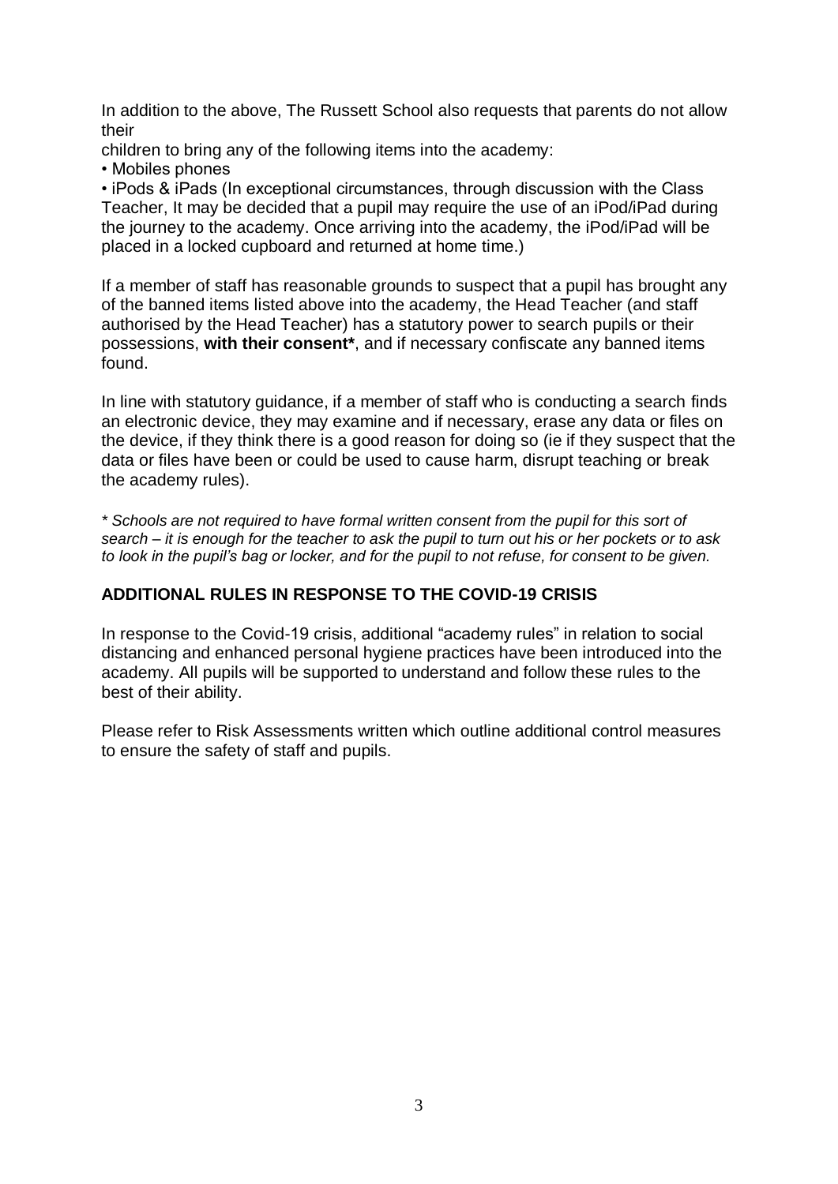In addition to the above, The Russett School also requests that parents do not allow their children to bring any of the following items into the academy:

- Mobiles phones
- iPods & iPads (In exceptional circumstances, through discussion with the Class Teacher, It may be decided that a pupil may require the use of an iPod/iPad during the journey to the academy. Once arriving into the academy, the iPod/iPad will be placed in a locked cupboard and returned at home time.)

If a member of staff has reasonable grounds to suspect that a pupil has brought any of the banned items listed above into the academy, the Head Teacher (and staff authorised by the Head Teacher) has a statutory power to search pupils or their possessions, **with their consent***, and if necessary confiscate any banned items found.

In line with statutory guidance, if a member of staff who is conducting a search finds an electronic device, they may examine and if necessary, erase any data or files on the device, if they think there is a good reason for doing so (ie if they suspect that the data or files have been or could be used to cause harm, disrupt teaching or break the academy rules).

*\* Schools are not required to have formal written consent from the pupil for this sort of search – it is enough for the teacher to ask the pupil to turn out his or her pockets or to ask to look in the pupil's bag or locker, and for the pupil to not refuse, for consent to be given.*

## ADDITIONAL RULES IN RESPONSE TO THE COVID-19 CRISIS

In response to the Covid-19 crisis, additional "academy rules" in relation to social distancing and enhanced personal hygiene practices have been introduced into the academy. All pupils will be supported to understand and follow these rules to the best of their ability.

Please refer to Risk Assessments written which outline additional control measures to ensure the safety of staff and pupils.